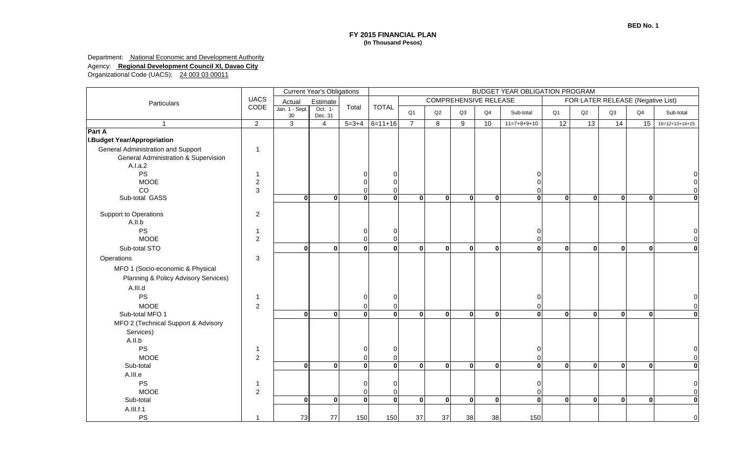BED No. 1

**FY 2015 FINANCIAL PLAN**
**(In Thousand Pesos)**

Department: National Economic and Development Authority
Agency: **Regional Development Council XI, Davao City**
Organizational Code (UACS): 24 003 03 00011

| Particulars | UACS CODE | Current Year's Obligations | | | BUDGET YEAR OBLIGATION PROGRAM | | | | | | | | | | |
|---|---|---|---|---|---|---|---|---|---|---|---|---|---|---|---|
| | | Actual | Estimate | Total | TOTAL | COMPREHENSIVE RELEASE | | | | | FOR LATER RELEASE (Negative List) | | | | |
| | | Jan. 1 - Sept. 30 | Oct. 1- Dec. 31 | | | Q1 | Q2 | Q3 | Q4 | Sub-total | Q1 | Q2 | Q3 | Q4 | Sub-total |
| 1 | 2 | 3 | 4 | 5=3+4 | 6=11+16 | 7 | 8 | 9 | 10 | 11=7+8+9+10 | 12 | 13 | 14 | 15 | 16=12+13+14+15 |
| **Part A** | | | | | | | | | | | | | | | |
| **I.Budget Year/Appropriation** | | | | | | | | | | | | | | | |
| General Administration and Support | 1 | | | | | | | | | | | | | | |
| General Administration & Supervision | | | | | | | | | | | | | | | |
| A.I.a.2 | | | | | | | | | | | | | | | |
| PS | 1 | | | 0 | 0 | | | | | 0 | | | | | 0 |
| MOOE | 2 | | | 0 | 0 | | | | | 0 | | | | | 0 |
| CO | 3 | | | 0 | 0 | | | | | 0 | | | | | 0 |
| Sub-total GASS | | **0** | **0** | **0** | **0** | **0** | **0** | **0** | **0** | **0** | **0** | **0** | **0** | **0** | **0** |
| Support to Operations | 2 | | | | | | | | | | | | | | |
| A.II.b | | | | | | | | | | | | | | | |
| PS | 1 | | | 0 | 0 | | | | | 0 | | | | | 0 |
| MOOE | 2 | | | 0 | 0 | | | | | 0 | | | | | 0 |
| Sub-total STO | | **0** | **0** | **0** | **0** | **0** | **0** | **0** | **0** | **0** | **0** | **0** | **0** | **0** | **0** |
| Operations | 3 | | | | | | | | | | | | | | |
| MFO 1 (Socio-economic & Physical Planning & Policy Advisory Services) | | | | | | | | | | | | | | | |
| A.III.d | | | | | | | | | | | | | | | |
| PS | 1 | | | 0 | 0 | | | | | 0 | | | | | 0 |
| MOOE | 2 | | | 0 | 0 | | | | | 0 | | | | | 0 |
| Sub-total MFO 1 | | **0** | **0** | **0** | **0** | **0** | **0** | **0** | **0** | **0** | **0** | **0** | **0** | **0** | **0** |
| MFO 2 (Technical Support & Advisory Services) | | | | | | | | | | | | | | | |
| A.II.b | | | | | | | | | | | | | | | |
| PS | 1 | | | 0 | 0 | | | | | 0 | | | | | 0 |
| MOOE | 2 | | | 0 | 0 | | | | | 0 | | | | | 0 |
| Sub-total | | **0** | **0** | **0** | **0** | **0** | **0** | **0** | **0** | **0** | **0** | **0** | **0** | **0** | **0** |
| A.III.e | | | | | | | | | | | | | | | |
| PS | 1 | | | 0 | 0 | | | | | 0 | | | | | 0 |
| MOOE | 2 | | | 0 | 0 | | | | | 0 | | | | | 0 |
| Sub-total | | **0** | **0** | **0** | **0** | **0** | **0** | **0** | **0** | **0** | **0** | **0** | **0** | **0** | **0** |
| A.III.f.1 | | | | | | | | | | | | | | | |
| PS | 1 | 73 | 77 | 150 | 150 | 37 | 37 | 38 | 38 | 150 | | | | | 0 |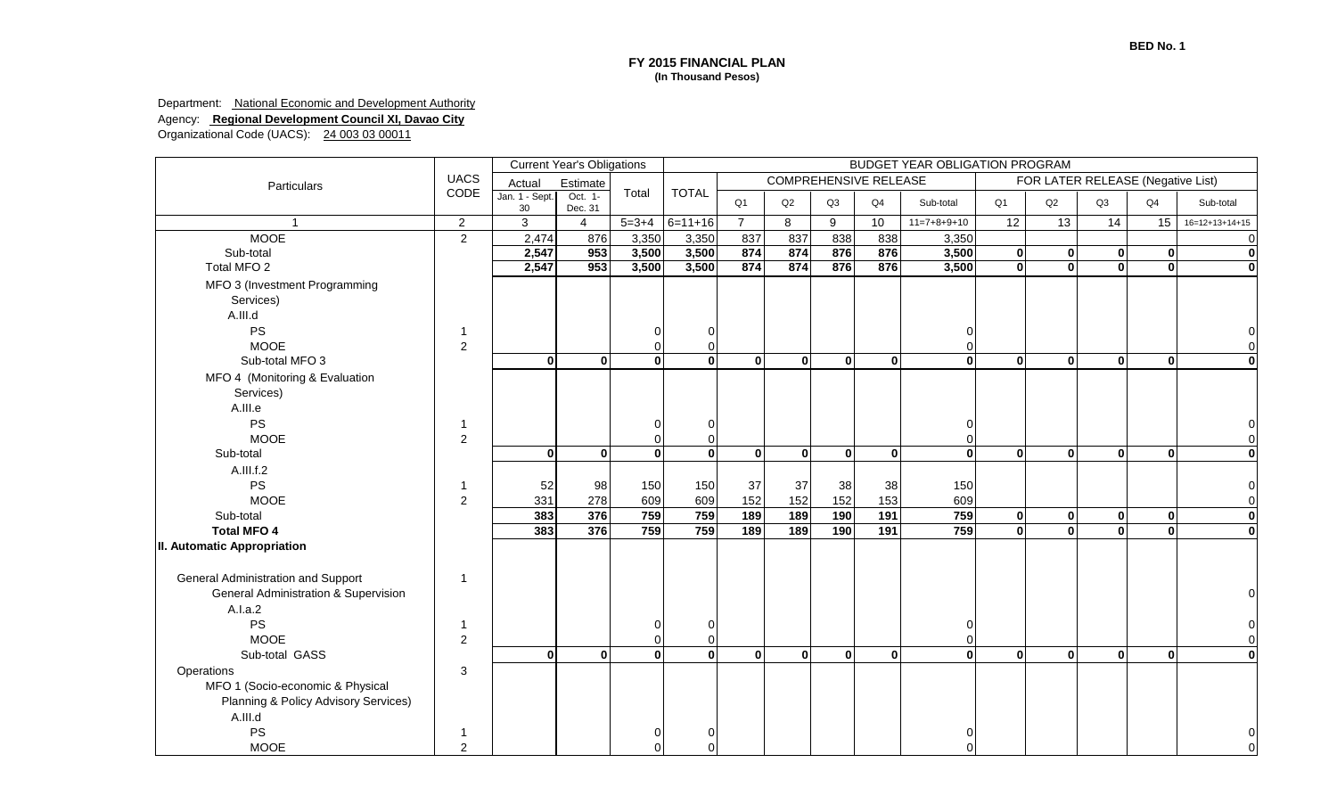**BED No. 1**

**FY 2015 FINANCIAL PLAN**
**(In Thousand Pesos)**

Department: National Economic and Development Authority
Agency: **Regional Development Council XI, Davao City**
Organizational Code (UACS): 24 003 03 00011

| Particulars | UACS CODE | Current Year's Obligations | | | BUDGET YEAR OBLIGATION PROGRAM | | | | | | | | | | | |
|---|---|---|---|---|---|---|---|---|---|---|---|---|---|---|---|---|
| | | Actual | Estimate | Total | TOTAL | COMPREHENSIVE RELEASE | | | | | FOR LATER RELEASE (Negative List) | | | | | |
| | | Jan. 1 - Sept. 30 | Oct. 1- Dec. 31 | | | Q1 | Q2 | Q3 | Q4 | Sub-total | Q1 | Q2 | Q3 | Q4 | Sub-total | |
| 1 | 2 | 3 | 4 | 5=3+4 | 6=11+16 | 7 | 8 | 9 | 10 | 11=7+8+9+10 | 12 | 13 | 14 | 15 | 16=12+13+14+15 | |
| MOOE | 2 | 2,474 | 876 | 3,350 | 3,350 | 837 | 837 | 838 | 838 | 3,350 | | | | | 0 | |
| Sub-total | | **2,547** | **953** | **3,500** | **3,500** | **874** | **874** | **876** | **876** | **3,500** | **0** | **0** | **0** | **0** | **0** | |
| Total MFO 2 | | **2,547** | **953** | **3,500** | **3,500** | **874** | **874** | **876** | **876** | **3,500** | **0** | **0** | **0** | **0** | **0** | |
| MFO 3 (Investment Programming Services) | | | | | | | | | | | | | | | | |
| A.III.d | | | | | | | | | | | | | | | | |
| PS | 1 | | | 0 | 0 | | | | | 0 | | | | | 0 | |
| MOOE | 2 | | | 0 | 0 | | | | | 0 | | | | | 0 | |
| Sub-total MFO 3 | | **0** | **0** | **0** | **0** | **0** | **0** | **0** | **0** | **0** | **0** | **0** | **0** | **0** | **0** | |
| MFO 4 (Monitoring & Evaluation Services) | | | | | | | | | | | | | | | | |
| A.III.e | | | | | | | | | | | | | | | | |
| PS | 1 | | | 0 | 0 | | | | | 0 | | | | | 0 | |
| MOOE | 2 | | | 0 | 0 | | | | | 0 | | | | | 0 | |
| Sub-total | | **0** | **0** | **0** | **0** | **0** | **0** | **0** | **0** | **0** | **0** | **0** | **0** | **0** | **0** | |
| A.III.f.2 | | | | | | | | | | | | | | | | |
| PS | 1 | 52 | 98 | 150 | 150 | 37 | 37 | 38 | 38 | 150 | | | | | 0 | |
| MOOE | 2 | 331 | 278 | 609 | 609 | 152 | 152 | 152 | 153 | 609 | | | | | 0 | |
| Sub-total | | **383** | **376** | **759** | **759** | **189** | **189** | **190** | **191** | **759** | **0** | **0** | **0** | **0** | **0** | |
| **Total MFO 4** | | **383** | **376** | **759** | **759** | **189** | **189** | **190** | **191** | **759** | **0** | **0** | **0** | **0** | **0** | |
| **II. Automatic Appropriation** | | | | | | | | | | | | | | | | |
| General Administration and Support | 1 | | | | | | | | | | | | | | | |
| General Administration & Supervision | | | | | | | | | | | | | | | 0 | |
| A.I.a.2 | | | | | | | | | | | | | | | | |
| PS | 1 | | | 0 | 0 | | | | | 0 | | | | | 0 | |
| MOOE | 2 | | | 0 | 0 | | | | | 0 | | | | | 0 | |
| Sub-total GASS | | **0** | **0** | **0** | **0** | **0** | **0** | **0** | **0** | **0** | **0** | **0** | **0** | **0** | **0** | |
| Operations | 3 | | | | | | | | | | | | | | | |
| MFO 1 (Socio-economic & Physical Planning & Policy Advisory Services) | | | | | | | | | | | | | | | | |
| A.III.d | | | | | | | | | | | | | | | | |
| PS | 1 | | | 0 | 0 | | | | | 0 | | | | | 0 | |
| MOOE | 2 | | | 0 | 0 | | | | | 0 | | | | | 0 | |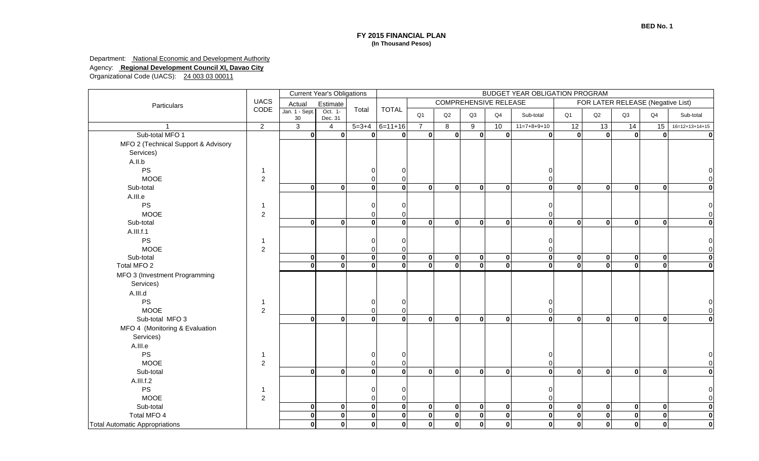BED No. 1

**FY 2015 FINANCIAL PLAN**
**(In Thousand Pesos)**

Department: National Economic and Development Authority
Agency: **Regional Development Council XI, Davao City**
Organizational Code (UACS): 24 003 03 00011

| Particulars | UACS CODE | Current Year's Obligations | | | BUDGET YEAR OBLIGATION PROGRAM | | | | | | | | | | |
|---|---|---|---|---|---|---|---|---|---|---|---|---|---|---|---|
| | | Actual | Estimate | Total | TOTAL | COMPREHENSIVE RELEASE | | | | | FOR LATER RELEASE (Negative List) | | | | |
| | | Jan. 1 - Sept. 30 | Oct. 1- Dec. 31 | | | Q1 | Q2 | Q3 | Q4 | Sub-total | Q1 | Q2 | Q3 | Q4 | Sub-total |
| 1 | 2 | 3 | 4 | 5=3+4 | 6=11+16 | 7 | 8 | 9 | 10 | 11=7+8+9+10 | 12 | 13 | 14 | 15 | 16=12+13+14+15 |
| Sub-total MFO 1 | | **0** | **0** | **0** | **0** | **0** | **0** | **0** | **0** | **0** | **0** | **0** | **0** | **0** | **0** |
| MFO 2 (Technical Support & Advisory Services) | | | | | | | | | | | | | | | |
| A.II.b | | | | | | | | | | | | | | | |
| PS | 1 | | | 0 | 0 | | | | | 0 | | | | | 0 |
| MOOE | 2 | | | 0 | 0 | | | | | 0 | | | | | 0 |
| Sub-total | | **0** | **0** | **0** | **0** | **0** | **0** | **0** | **0** | **0** | **0** | **0** | **0** | **0** | **0** |
| A.III.e | | | | | | | | | | | | | | | |
| PS | 1 | | | 0 | 0 | | | | | 0 | | | | | 0 |
| MOOE | 2 | | | 0 | 0 | | | | | 0 | | | | | 0 |
| Sub-total | | **0** | **0** | **0** | **0** | **0** | **0** | **0** | **0** | **0** | **0** | **0** | **0** | **0** | **0** |
| A.III.f.1 | | | | | | | | | | | | | | | |
| PS | 1 | | | 0 | 0 | | | | | 0 | | | | | 0 |
| MOOE | 2 | | | 0 | 0 | | | | | 0 | | | | | 0 |
| Sub-total | | **0** | **0** | **0** | **0** | **0** | **0** | **0** | **0** | **0** | **0** | **0** | **0** | **0** | **0** |
| Total MFO 2 | | **0** | **0** | **0** | **0** | **0** | **0** | **0** | **0** | **0** | **0** | **0** | **0** | **0** | **0** |
| MFO 3 (Investment Programming Services) | | | | | | | | | | | | | | | |
| A.III.d | | | | | | | | | | | | | | | |
| PS | 1 | | | 0 | 0 | | | | | 0 | | | | | 0 |
| MOOE | 2 | | | 0 | 0 | | | | | 0 | | | | | 0 |
| Sub-total MFO 3 | | **0** | **0** | **0** | **0** | **0** | **0** | **0** | **0** | **0** | **0** | **0** | **0** | **0** | **0** |
| MFO 4 (Monitoring & Evaluation Services) | | | | | | | | | | | | | | | |
| A.III.e | | | | | | | | | | | | | | | |
| PS | 1 | | | 0 | 0 | | | | | 0 | | | | | 0 |
| MOOE | 2 | | | 0 | 0 | | | | | 0 | | | | | 0 |
| Sub-total | | **0** | **0** | **0** | **0** | **0** | **0** | **0** | **0** | **0** | **0** | **0** | **0** | **0** | **0** |
| A.III.f.2 | | | | | | | | | | | | | | | |
| PS | 1 | | | 0 | 0 | | | | | 0 | | | | | 0 |
| MOOE | 2 | | | 0 | 0 | | | | | 0 | | | | | 0 |
| Sub-total | | **0** | **0** | **0** | **0** | **0** | **0** | **0** | **0** | **0** | **0** | **0** | **0** | **0** | **0** |
| Total MFO 4 | | **0** | **0** | **0** | **0** | **0** | **0** | **0** | **0** | **0** | **0** | **0** | **0** | **0** | **0** |
| Total Automatic Appropriations | | **0** | **0** | **0** | **0** | **0** | **0** | **0** | **0** | **0** | **0** | **0** | **0** | **0** | **0** |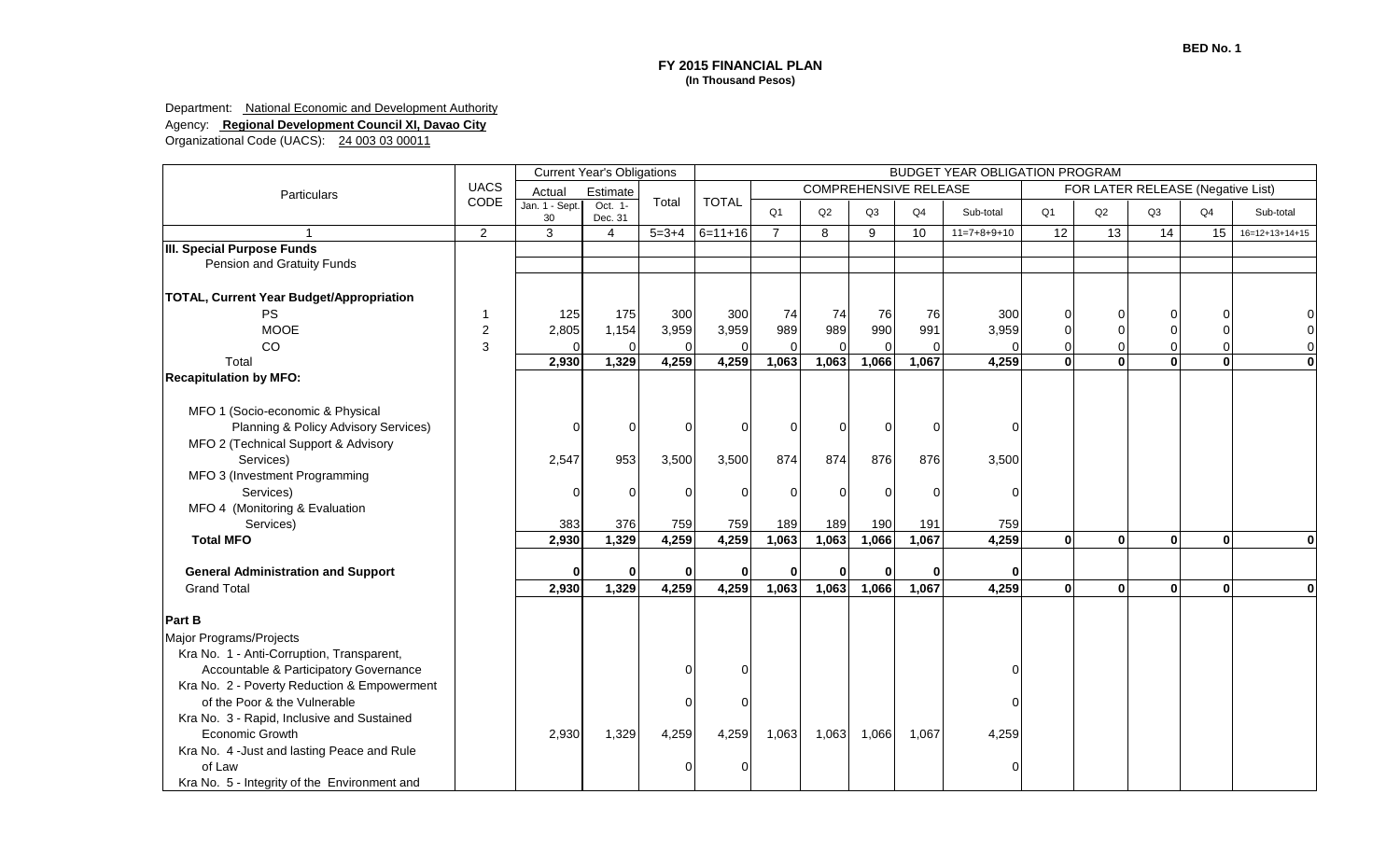**BED No. 1**

**FY 2015 FINANCIAL PLAN**
**(In Thousand Pesos)**

Department: National Economic and Development Authority
Agency: **Regional Development Council XI, Davao City**
Organizational Code (UACS): 24 003 03 00011

| Particulars | UACS CODE | Current Year's Obligations | | | BUDGET YEAR OBLIGATION PROGRAM | | | | | | | | | | |
|---|---|---|---|---|---|---|---|---|---|---|---|---|---|---|---|
| | | Actual | Estimate | Total | TOTAL | COMPREHENSIVE RELEASE | | | | | FOR LATER RELEASE (Negative List) | | | | |
| | | Jan. 1 - Sept. 30 | Oct. 1- Dec. 31 | | | Q1 | Q2 | Q3 | Q4 | Sub-total | Q1 | Q2 | Q3 | Q4 | Sub-total |
| 1 | 2 | 3 | 4 | 5=3+4 | 6=11+16 | 7 | 8 | 9 | 10 | 11=7+8+9+10 | 12 | 13 | 14 | 15 | 16=12+13+14+15 |
| **III. Special Purpose Funds** | | | | | | | | | | | | | | | |
| Pension and Gratuity Funds | | | | | | | | | | | | | | | |
| **TOTAL, Current Year Budget/Appropriation** | | | | | | | | | | | | | | | |
| PS | 1 | 125 | 175 | 300 | 300 | 74 | 74 | 76 | 76 | 300 | 0 | 0 | 0 | 0 | 0 |
| MOOE | 2 | 2,805 | 1,154 | 3,959 | 3,959 | 989 | 989 | 990 | 991 | 3,959 | 0 | 0 | 0 | 0 | 0 |
| CO | 3 | 0 | 0 | 0 | 0 | 0 | 0 | 0 | 0 | 0 | 0 | 0 | 0 | 0 | 0 |
| Total | | **2,930** | **1,329** | **4,259** | **4,259** | **1,063** | **1,063** | **1,066** | **1,067** | **4,259** | **0** | **0** | **0** | **0** | **0** |
| **Recapitulation by MFO:** | | | | | | | | | | | | | | | |
| MFO 1 (Socio-economic & Physical Planning & Policy Advisory Services) | | 0 | 0 | 0 | 0 | 0 | 0 | 0 | 0 | 0 | | | | | |
| MFO 2 (Technical Support & Advisory Services) | | 2,547 | 953 | 3,500 | 3,500 | 874 | 874 | 876 | 876 | 3,500 | | | | | |
| MFO 3 (Investment Programming Services) | | 0 | 0 | 0 | 0 | 0 | 0 | 0 | 0 | 0 | | | | | |
| MFO 4 (Monitoring & Evaluation Services) | | 383 | 376 | 759 | 759 | 189 | 189 | 190 | 191 | 759 | | | | | |
| **Total MFO** | | **2,930** | **1,329** | **4,259** | **4,259** | **1,063** | **1,063** | **1,066** | **1,067** | **4,259** | **0** | **0** | **0** | **0** | **0** |
| **General Administration and Support** | | **0** | **0** | **0** | **0** | **0** | **0** | **0** | **0** | **0** | | | | | |
| Grand Total | | **2,930** | **1,329** | **4,259** | **4,259** | **1,063** | **1,063** | **1,066** | **1,067** | **4,259** | **0** | **0** | **0** | **0** | **0** |
| **Part B** | | | | | | | | | | | | | | | |
| Major Programs/Projects | | | | | | | | | | | | | | | |
| Kra No. 1 - Anti-Corruption, Transparent, Accountable & Participatory Governance | | | | 0 | 0 | | | | | 0 | | | | | |
| Kra No. 2 - Poverty Reduction & Empowerment of the Poor & the Vulnerable | | | | 0 | 0 | | | | | 0 | | | | | |
| Kra No. 3 - Rapid, Inclusive and Sustained Economic Growth | | 2,930 | 1,329 | 4,259 | 4,259 | 1,063 | 1,063 | 1,066 | 1,067 | 4,259 | | | | | |
| Kra No. 4 -Just and lasting Peace and Rule of Law | | | | 0 | 0 | | | | | 0 | | | | | |
| Kra No. 5 - Integrity of the Environment and | | | | | | | | | | | | | | | |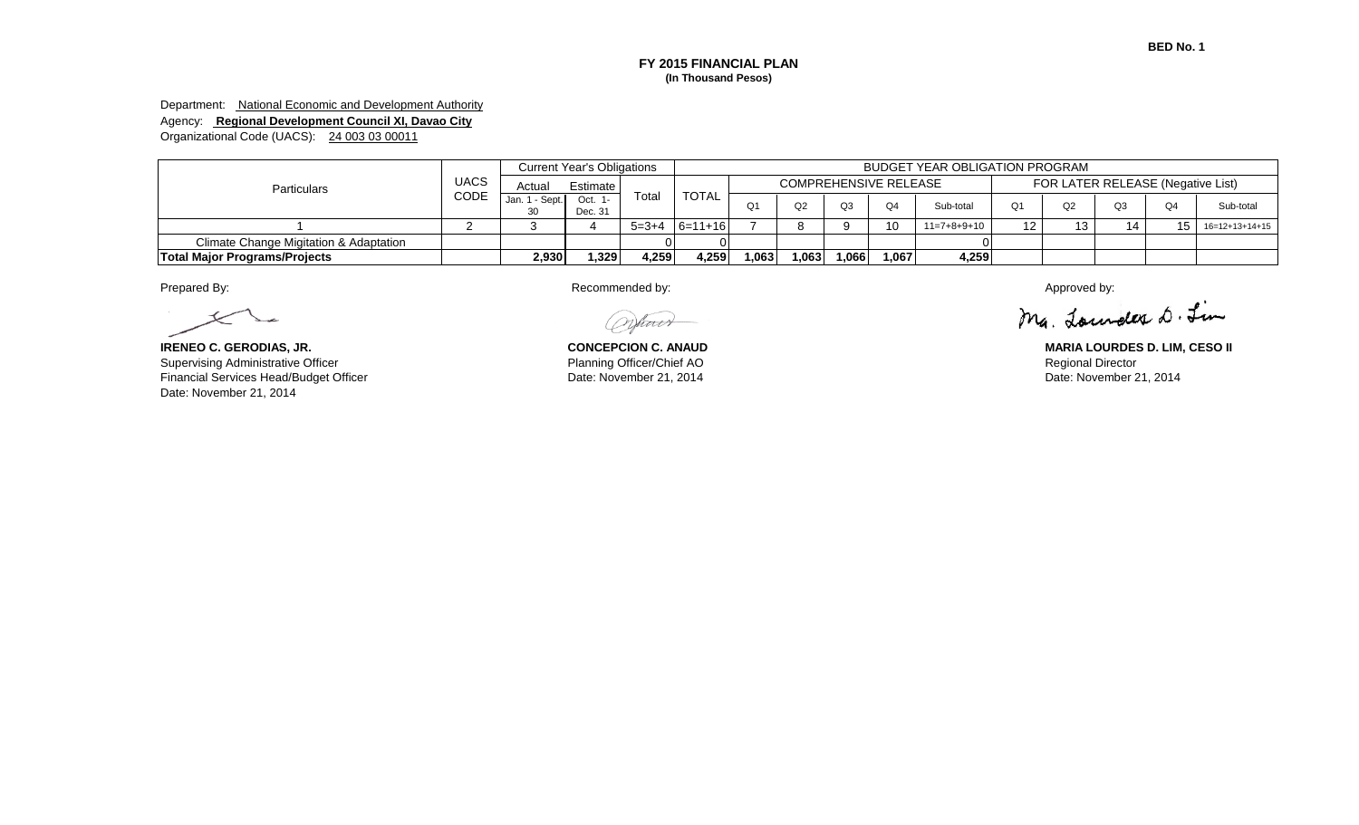BED No. 1

# FY 2015 FINANCIAL PLAN
**(In Thousand Pesos)**

Department: National Economic and Development Authority
Agency: **Regional Development Council XI, Davao City**
Organizational Code (UACS): 24 003 03 00011

| Particulars | UACS CODE | Current Year's Obligations | | | BUDGET YEAR OBLIGATION PROGRAM | | | | | | | | | | |
|---|---|---|---|---|---|---|---|---|---|---|---|---|---|---|---|
| | | Actual | Estimate | Total | TOTAL | COMPREHENSIVE RELEASE | | | | | FOR LATER RELEASE (Negative List) | | | | |
| | | Jan. 1 - Sept. 30 | Oct. 1- Dec. 31 | | | Q1 | Q2 | Q3 | Q4 | Sub-total | Q1 | Q2 | Q3 | Q4 | Sub-total |
| 1 | 2 | 3 | 4 | 5=3+4 | 6=11+16 | 7 | 8 | 9 | 10 | 11=7+8+9+10 | 12 | 13 | 14 | 15 | 16=12+13+14+15 |
| Climate Change Migitation & Adaptation | | | | 0 | 0 | | | | | 0 | | | | | |
| **Total Major Programs/Projects** | | **2,930** | **1,329** | **4,259** | **4,259** | **1,063** | **1,063** | **1,066** | **1,067** | **4,259** | | | | | |

Prepared By:

**IRENEO C. GERODIAS, JR.**
Supervising Administrative Officer
Financial Services Head/Budget Officer
Date: November 21, 2014

Recommended by:

**CONCEPCION C. ANAUD**
Planning Officer/Chief AO
Date: November 21, 2014

Approved by:

**MARIA LOURDES D. LIM, CESO II**
Regional Director
Date: November 21, 2014